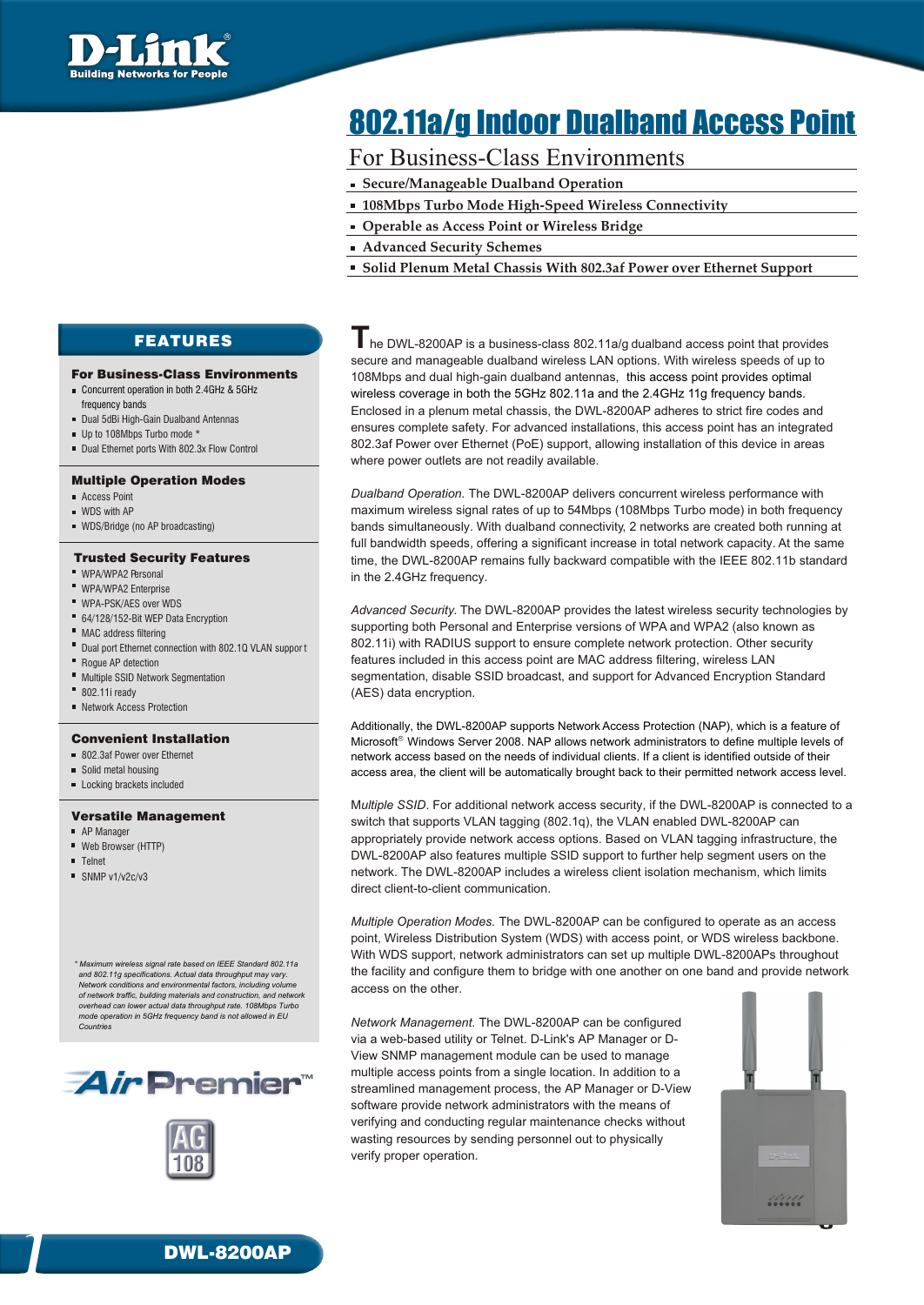# 802.11a/g Indoor Dualband Access Point

## For Business-Class Environments

- Secure/Manageable Dualband Operation
- 108Mbps Turbo Mode High-Speed Wireless Connectivity
- Operable as Access Point or Wireless Bridge
- Advanced Security Schemes
- Solid Plenum Metal Chassis With 802.3af Power over Ethernet Support

## FEATURES

### For Business-Class Environments

- Concurrent operation in both 2.4GHz & 5GHz frequency bands
- Dual 5dBi High-Gain Dualband Antennas
- Up to 108Mbps Turbo mode *
- Dual Ethernet ports With 802.3x Flow Control

### Multiple Operation Modes

- Access Point
- WDS with AP
- WDS/Bridge (no AP broadcasting)

### Trusted Security Features

- WPA/WPA2 Personal
- WPA/WPA2 Enterprise
- WPA-PSK/AES over WDS
- 64/128/152-Bit WEP Data Encryption
- MAC address filtering
- Dual port Ethernet connection with 802.1Q VLAN support
- Rogue AP detection
- Multiple SSID Network Segmentation
- 802.11i ready
- Network Access Protection

### Convenient Installation

- 802.3af Power over Ethernet
- Solid metal housing
- Locking brackets included

### Versatile Management

- AP Manager
- Web Browser (HTTP)
- Telnet
- SNMP v1/v2c/v3

*\* Maximum wireless signal rate based on IEEE Standard 802.11a and 802.11g specifications. Actual data throughput may vary. Network conditions and environmental factors, including volume of network traffic, building materials and construction, and network overhead can lower actual data throughput rate. 108Mbps Turbo mode operation in 5GHz frequency band is not allowed in EU Countries*

AirPremier™

AG 108

The DWL-8200AP is a business-class 802.11a/g dualband access point that provides secure and manageable dualband wireless LAN options. With wireless speeds of up to 108Mbps and dual high-gain dualband antennas, this access point provides optimal wireless coverage in both the 5GHz 802.11a and the 2.4GHz 11g frequency bands. Enclosed in a plenum metal chassis, the DWL-8200AP adheres to strict fire codes and ensures complete safety. For advanced installations, this access point has an integrated 802.3af Power over Ethernet (PoE) support, allowing installation of this device in areas where power outlets are not readily available.

*Dualband Operation.* The DWL-8200AP delivers concurrent wireless performance with maximum wireless signal rates of up to 54Mbps (108Mbps Turbo mode) in both frequency bands simultaneously. With dualband connectivity, 2 networks are created both running at full bandwidth speeds, offering a significant increase in total network capacity. At the same time, the DWL-8200AP remains fully backward compatible with the IEEE 802.11b standard in the 2.4GHz frequency.

*Advanced Security.* The DWL-8200AP provides the latest wireless security technologies by supporting both Personal and Enterprise versions of WPA and WPA2 (also known as 802.11i) with RADIUS support to ensure complete network protection. Other security features included in this access point are MAC address filtering, wireless LAN segmentation, disable SSID broadcast, and support for Advanced Encryption Standard (AES) data encryption.

Additionally, the DWL-8200AP supports Network Access Protection (NAP), which is a feature of Microsoft® Windows Server 2008. NAP allows network administrators to define multiple levels of network access based on the needs of individual clients. If a client is identified outside of their access area, the client will be automatically brought back to their permitted network access level.

*Multiple SSID.* For additional network access security, if the DWL-8200AP is connected to a switch that supports VLAN tagging (802.1q), the VLAN enabled DWL-8200AP can appropriately provide network access options. Based on VLAN tagging infrastructure, the DWL-8200AP also features multiple SSID support to further help segment users on the network. The DWL-8200AP includes a wireless client isolation mechanism, which limits direct client-to-client communication.

*Multiple Operation Modes.* The DWL-8200AP can be configured to operate as an access point, Wireless Distribution System (WDS) with access point, or WDS wireless backbone. With WDS support, network administrators can set up multiple DWL-8200APs throughout the facility and configure them to bridge with one another on one band and provide network access on the other.

*Network Management.* The DWL-8200AP can be configured via a web-based utility or Telnet. D-Link's AP Manager or D-View SNMP management module can be used to manage multiple access points from a single location. In addition to a streamlined management process, the AP Manager or D-View software provide network administrators with the means of verifying and conducting regular maintenance checks without wasting resources by sending personnel out to physically verify proper operation.

DWL-8200AP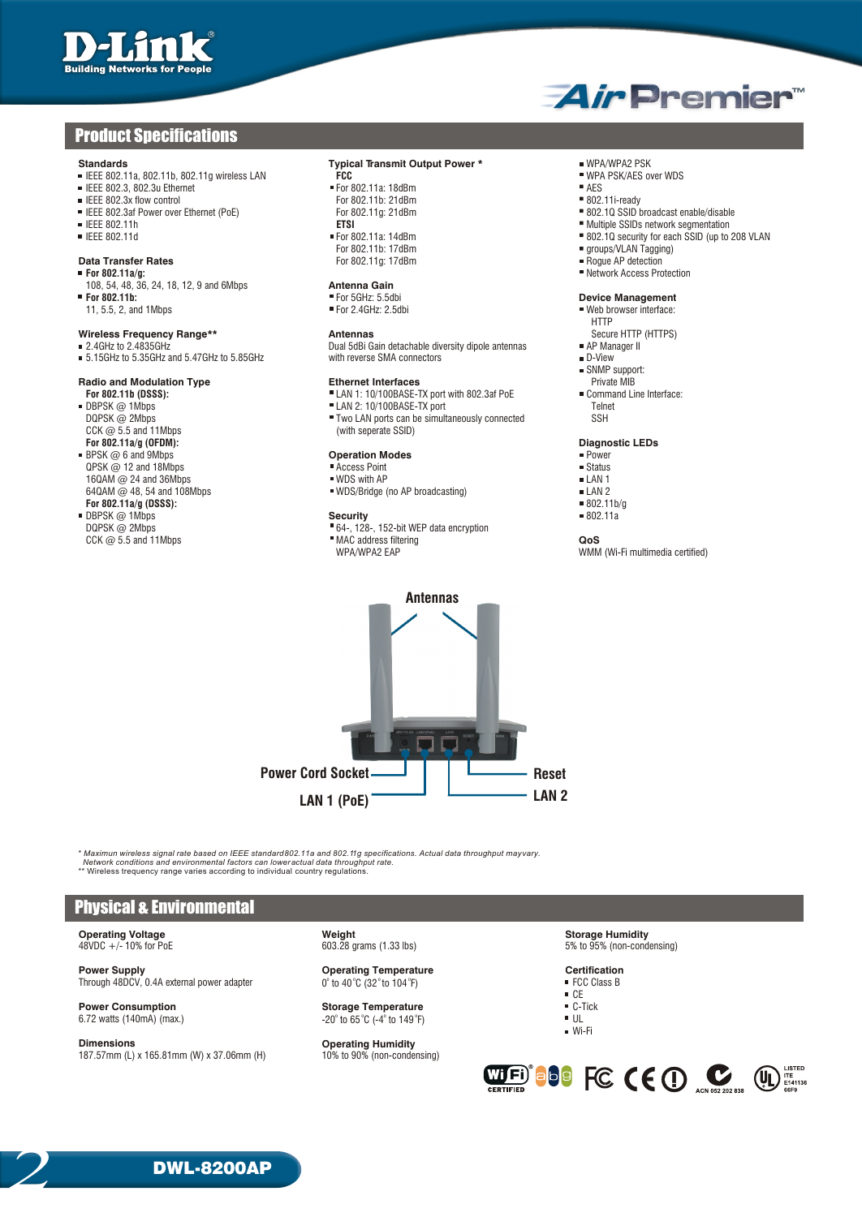## Product Specifications

### Standards
- IEEE 802.11a, 802.11b, 802.11g wireless LAN
- IEEE 802.3, 802.3u Ethernet
- IEEE 802.3x flow control
- IEEE 802.3af Power over Ethernet (PoE)
- IEEE 802.11h
- IEEE 802.11d

### Data Transfer Rates
- **For 802.11a/g:**
  108, 54, 48, 36, 24, 18, 12, 9 and 6Mbps
- **For 802.11b:**
  11, 5.5, 2, and 1Mbps

### Wireless Frequency Range**
- 2.4GHz to 2.4835GHz
- 5.15GHz to 5.35GHz and 5.47GHz to 5.85GHz

### Radio and Modulation Type
**For 802.11b (DSSS):**
- DBPSK @ 1Mbps
  DQPSK @ 2Mbps
  CCK @ 5.5 and 11Mbps

**For 802.11a/g (OFDM):**
- BPSK @ 6 and 9Mbps
  QPSK @ 12 and 18Mbps
  16QAM @ 24 and 36Mbps
  64QAM @ 48, 54 and 108Mbps

**For 802.11a/g (DSSS):**
- DBPSK @ 1Mbps
  DQPSK @ 2Mbps
  CCK @ 5.5 and 11Mbps

### Typical Transmit Output Power *
**FCC**
- For 802.11a: 18dBm
  For 802.11b: 21dBm
  For 802.11g: 21dBm

**ETSI**
- For 802.11a: 14dBm
  For 802.11b: 17dBm
  For 802.11g: 17dBm

### Antenna Gain
- For 5GHz: 5.5dbi
- For 2.4GHz: 2.5dbi

### Antennas
Dual 5dBi Gain detachable diversity dipole antennas with reverse SMA connectors

### Ethernet Interfaces
- LAN 1: 10/100BASE-TX port with 802.3af PoE
- LAN 2: 10/100BASE-TX port
- Two LAN ports can be simultaneously connected (with seperate SSID)

### Operation Modes
- Access Point
- WDS with AP
- WDS/Bridge (no AP broadcasting)

### Security
- 64-, 128-, 152-bit WEP data encryption
- MAC address filtering
  WPA/WPA2 EAP
- WPA/WPA2 PSK
- WPA PSK/AES over WDS
- AES
- 802.11i-ready
- 802.1Q SSID broadcast enable/disable
- Multiple SSIDs network segmentation
- 802.1Q security for each SSID (up to 208 VLAN
- groups/VLAN Tagging)
- Rogue AP detection
- Network Access Protection

### Device Management
- Web browser interface:
  HTTP
  Secure HTTP (HTTPS)
- AP Manager II
- D-View
- SNMP support:
  Private MIB
- Command Line Interface:
  Telnet
  SSH

### Diagnostic LEDs
- Power
- Status
- LAN 1
- LAN 2
- 802.11b/g
- 802.11a

### QoS
WMM (Wi-Fi multimedia certified)

Antennas

Power Cord Socket

LAN 1 (PoE)

Reset

LAN 2

*\* Maximun wireless signal rate based on IEEE standard802.11a and 802.11g specifications. Actual data throughput mayvary. Network conditions and environmental factors can loweractual data throughput rate.*
*\*\* Wireless trequency range varies according to individual country regulations.*

## Physical & Environmental

**Operating Voltage**
48VDC +/- 10% for PoE

**Power Supply**
Through 48DCV, 0.4A external power adapter

**Power Consumption**
6.72 watts (140mA) (max.)

**Dimensions**
187.57mm (L) x 165.81mm (W) x 37.06mm (H)

**Weight**
603.28 grams (1.33 lbs)

**Operating Temperature**
0° to 40°C (32° to 104°F)

**Storage Temperature**
-20° to 65°C (-4° to 149°F)

**Operating Humidity**
10% to 90% (non-condensing)

**Storage Humidity**
5% to 95% (non-condensing)

**Certification**
- FCC Class B
- CE
- C-Tick
- UL
- Wi-Fi

DWL-8200AP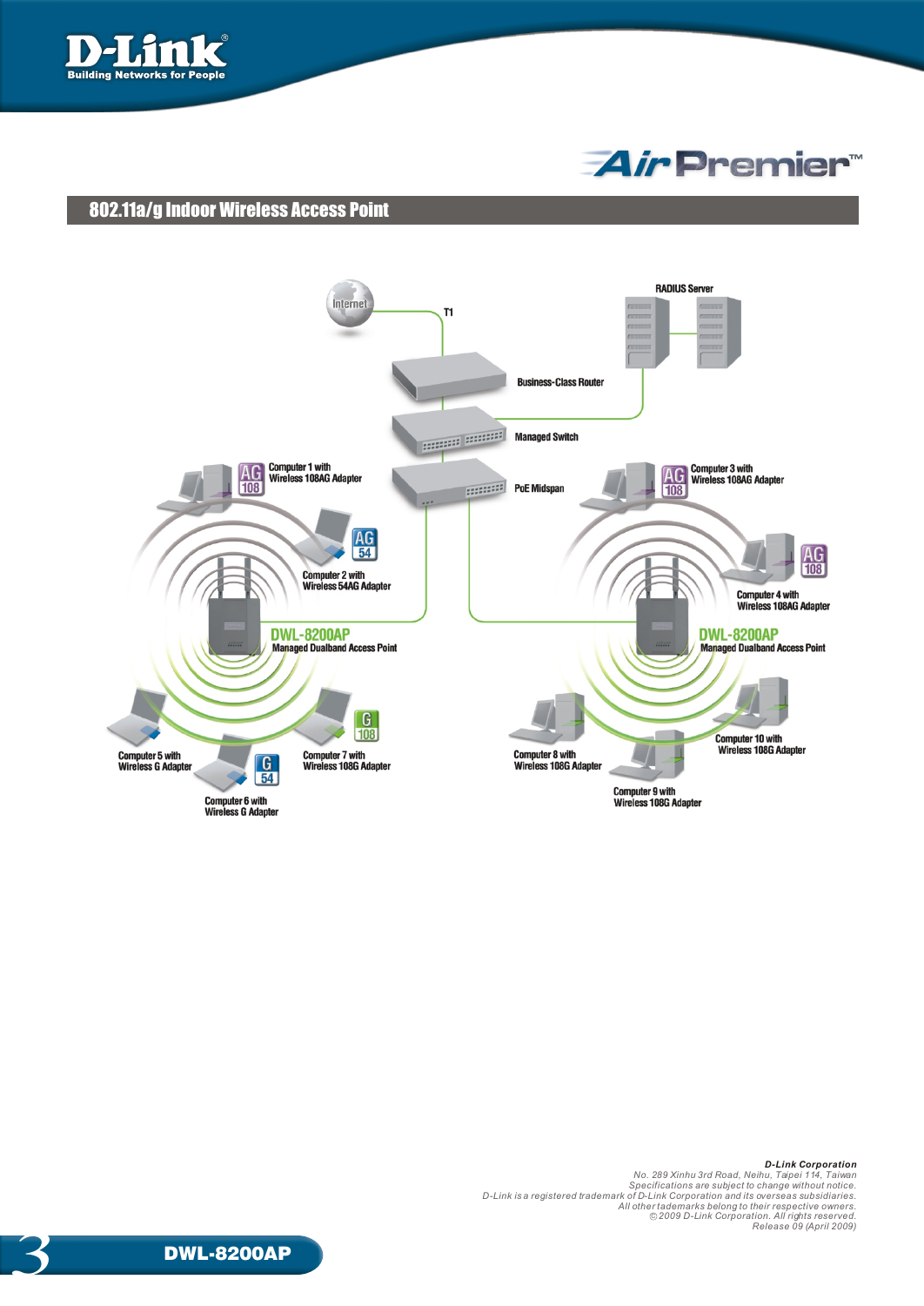# 802.11a/g Indoor Wireless Access Point

Internet

T1

RADIUS Server

Business-Class Router

Managed Switch

PoE Midspan

Computer 1 with
Wireless 108AG Adapter

Computer 2 with
Wireless 54AG Adapter

DWL-8200AP
Managed Dualband Access Point

Computer 5 with
Wireless G Adapter

Computer 6 with
Wireless G Adapter

Computer 7 with
Wireless 108G Adapter

Computer 3 with
Wireless 108AG Adapter

Computer 4 with
Wireless 108AG Adapter

DWL-8200AP
Managed Dualband Access Point

Computer 8 with
Wireless 108G Adapter

Computer 9 with
Wireless 108G Adapter

Computer 10 with
Wireless 108G Adapter

**D-Link Corporation**
*No. 289 Xinhu 3rd Road, Neihu, Taipei 114, Taiwan*
*Specifications are subject to change without notice.*
*D-Link is a registered trademark of D-Link Corporation and its overseas subsidiaries.*
*All other trademarks belong to their respective owners.*
*©2009 D-Link Corporation. All rights reserved.*
*Release 09 (April 2009)*